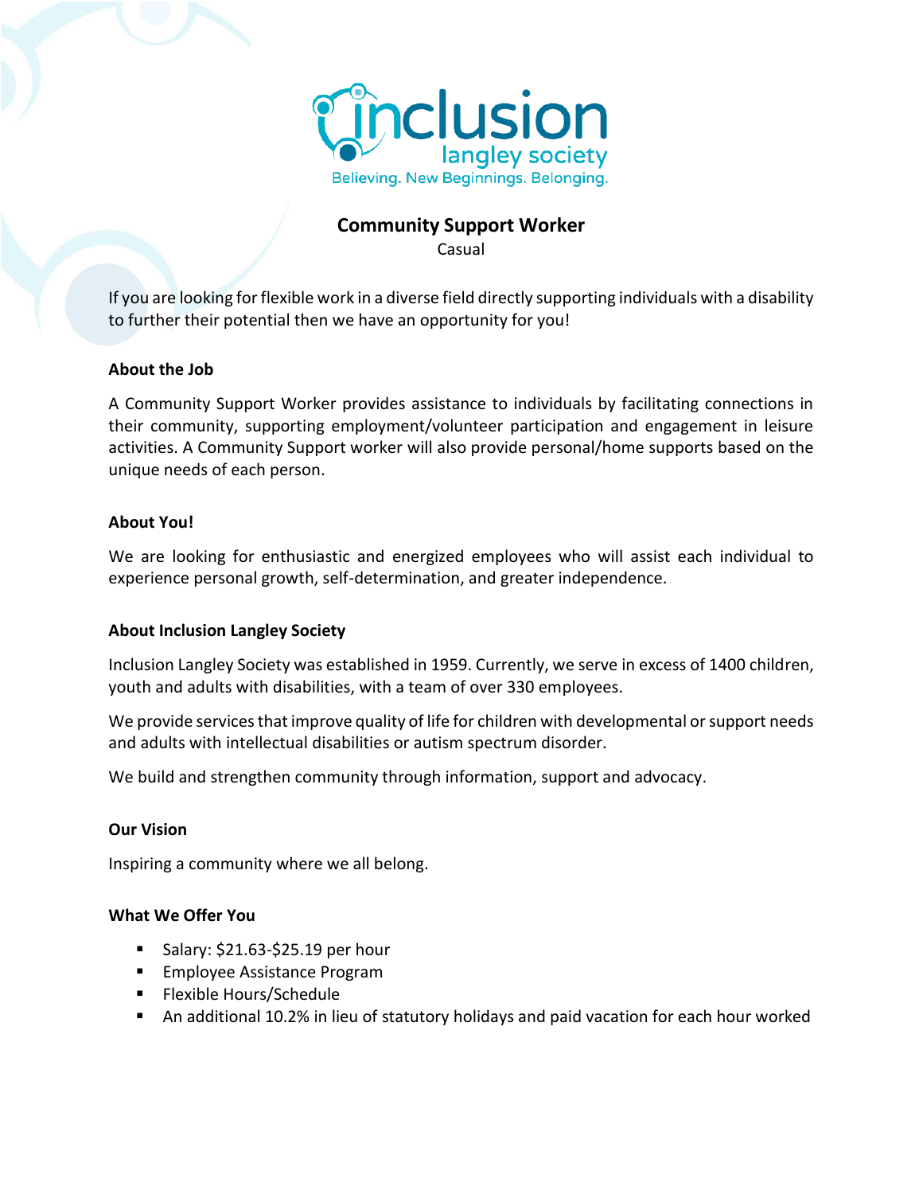inclusion
langley society
Believing. New Beginnings. Belonging.

# Community Support Worker

Casual

If you are looking for flexible work in a diverse field directly supporting individuals with a disability to further their potential then we have an opportunity for you!

### About the Job

A Community Support Worker provides assistance to individuals by facilitating connections in their community, supporting employment/volunteer participation and engagement in leisure activities. A Community Support worker will also provide personal/home supports based on the unique needs of each person.

### About You!

We are looking for enthusiastic and energized employees who will assist each individual to experience personal growth, self-determination, and greater independence.

### About Inclusion Langley Society

Inclusion Langley Society was established in 1959. Currently, we serve in excess of 1400 children, youth and adults with disabilities, with a team of over 330 employees.

We provide services that improve quality of life for children with developmental or support needs and adults with intellectual disabilities or autism spectrum disorder.

We build and strengthen community through information, support and advocacy.

### Our Vision

Inspiring a community where we all belong.

### What We Offer You

- Salary: $21.63-$25.19 per hour
- Employee Assistance Program
- Flexible Hours/Schedule
- An additional 10.2% in lieu of statutory holidays and paid vacation for each hour worked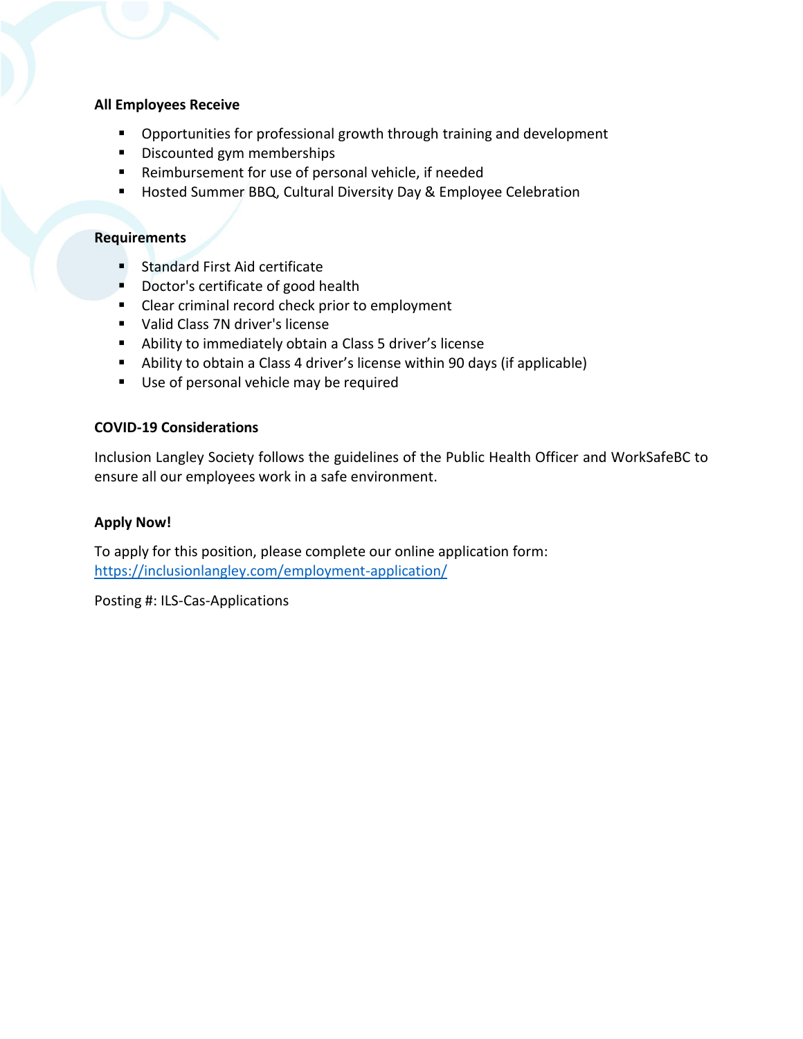**All Employees Receive**

- Opportunities for professional growth through training and development
- Discounted gym memberships
- Reimbursement for use of personal vehicle, if needed
- Hosted Summer BBQ, Cultural Diversity Day & Employee Celebration

**Requirements**

- Standard First Aid certificate
- Doctor's certificate of good health
- Clear criminal record check prior to employment
- Valid Class 7N driver's license
- Ability to immediately obtain a Class 5 driver's license
- Ability to obtain a Class 4 driver's license within 90 days (if applicable)
- Use of personal vehicle may be required

**COVID-19 Considerations**

Inclusion Langley Society follows the guidelines of the Public Health Officer and WorkSafeBC to ensure all our employees work in a safe environment.

**Apply Now!**

To apply for this position, please complete our online application form: https://inclusionlangley.com/employment-application/

Posting #: ILS-Cas-Applications